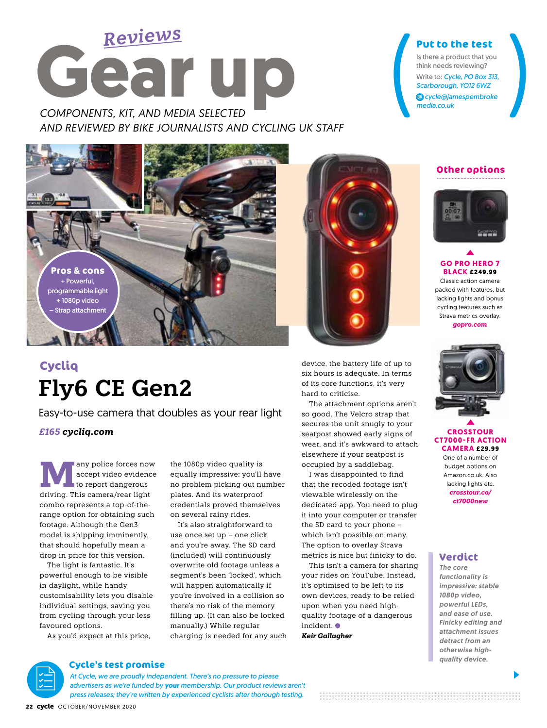# Reviews

# Gear up

*COMPONENTS, KIT, AND MEDIA SELECTED AND REVIEWED BY BIKE JOURNALISTS AND CYCLING UK STAFF*

### Put to the test

Is there a product that you think needs reviewing?

Write to: *Cycle, PO Box 313, Scarborough, YO12 6WZ*

*cycle@jamespembrokemedia.co.uk*

**Pros & cons**

+ Powerful, programmable light
+ 1080p video
– Strap attachment

## Cycliq

# Fly6 CE Gen2

Easy-to-use camera that doubles as your rear light

***£165* cycliq.com**

Many police forces now accept video evidence to report dangerous driving. This camera/rear light combo represents a top-of-the-range option for obtaining such footage. Although the Gen3 model is shipping imminently, that should hopefully mean a drop in price for this version.

The light is fantastic. It's powerful enough to be visible in daylight, while handy customisability lets you disable individual settings, saving you from cycling through your less favoured options.

As you'd expect at this price, the 1080p video quality is equally impressive: you'll have no problem picking out number plates. And its waterproof credentials proved themselves on several rainy rides.

It's also straightforward to use once set up – one click and you're away. The SD card (included) will continuously overwrite old footage unless a segment's been 'locked', which will happen automatically if you're involved in a collision so there's no risk of the memory filling up. (It can also be locked manually.) While regular charging is needed for any such device, the battery life of up to six hours is adequate. In terms of its core functions, it's very hard to criticise.

The attachment options aren't so good. The Velcro strap that secures the unit snugly to your seatpost showed early signs of wear, and it's awkward to attach elsewhere if your seatpost is occupied by a saddlebag.

I was disappointed to find that the recoded footage isn't viewable wirelessly on the dedicated app. You need to plug it into your computer or transfer the SD card to your phone – which isn't possible on many. The option to overlay Strava metrics is nice but finicky to do.

This isn't a camera for sharing your rides on YouTube. Instead, it's optimised to be left to its own devices, ready to be relied upon when you need high-quality footage of a dangerous incident. ●

***Keir Gallagher***

### Other options

**GO PRO HERO 7 BLACK £249.99**
Classic action camera packed with features, but lacking lights and bonus cycling features such as Strava metrics overlay.
***gopro.com***

**CROSSTOUR CT7000-FR ACTION CAMERA £29.99**
One of a number of budget options on Amazon.co.uk. Also lacking lights etc.
***crosstour.co/ct7000new***

### Verdict

***The core functionality is impressive: stable 1080p video, powerful LEDs, and ease of use. Finicky editing and attachment issues detract from an otherwise high-quality device.***

### Cycle's test promise

*At Cycle, we are proudly independent. There's no pressure to please advertisers as we're funded by **your** membership. Our product reviews aren't press releases; they're written by experienced cyclists after thorough testing.*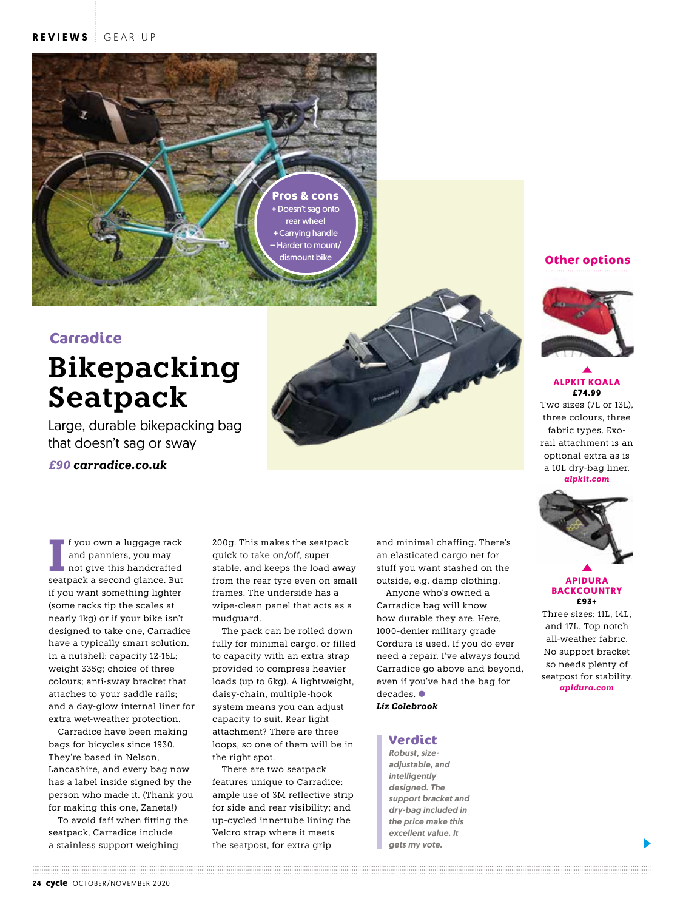**Pros & cons**

+ Doesn't sag onto rear wheel
+ Carrying handle
– Harder to mount/dismount bike

## Carradice

# Bikepacking Seatpack

Large, durable bikepacking bag that doesn't sag or sway

***£90 carradice.co.uk***

If you own a luggage rack and panniers, you may not give this handcrafted seatpack a second glance. But if you want something lighter (some racks tip the scales at nearly 1kg) or if your bike isn't designed to take one, Carradice have a typically smart solution. In a nutshell: capacity 12-16L; weight 335g; choice of three colours; anti-sway bracket that attaches to your saddle rails; and a day-glow internal liner for extra wet-weather protection.

Carradice have been making bags for bicycles since 1930. They're based in Nelson, Lancashire, and every bag now has a label inside signed by the person who made it. (Thank you for making this one, Zaneta!)

To avoid faff when fitting the seatpack, Carradice include a stainless support weighing 200g. This makes the seatpack quick to take on/off, super stable, and keeps the load away from the rear tyre even on small frames. The underside has a wipe-clean panel that acts as a mudguard.

The pack can be rolled down fully for minimal cargo, or filled to capacity with an extra strap provided to compress heavier loads (up to 6kg). A lightweight, daisy-chain, multiple-hook system means you can adjust capacity to suit. Rear light attachment? There are three loops, so one of them will be in the right spot.

There are two seatpack features unique to Carradice: ample use of 3M reflective strip for side and rear visibility; and up-cycled innertube lining the Velcro strap where it meets the seatpost, for extra grip and minimal chaffing. There's an elasticated cargo net for stuff you want stashed on the outside, e.g. damp clothing.

Anyone who's owned a Carradice bag will know how durable they are. Here, 1000-denier military grade Cordura is used. If you do ever need a repair, I've always found Carradice go above and beyond, even if you've had the bag for decades. ●

***Liz Colebrook***

### Verdict

*Robust, size-adjustable, and intelligently designed. The support bracket and dry-bag included in the price make this excellent value. It gets my vote.*

### Other options

**ALPKIT KOALA**
**£74.99**

Two sizes (7L or 13L), three colours, three fabric types. Exo-rail attachment is an optional extra as is a 10L dry-bag liner.
***alpkit.com***

**APIDURA BACKCOUNTRY**
**£93+**

Three sizes: 11L, 14L, and 17L. Top notch all-weather fabric. No support bracket so needs plenty of seatpost for stability.
***apidura.com***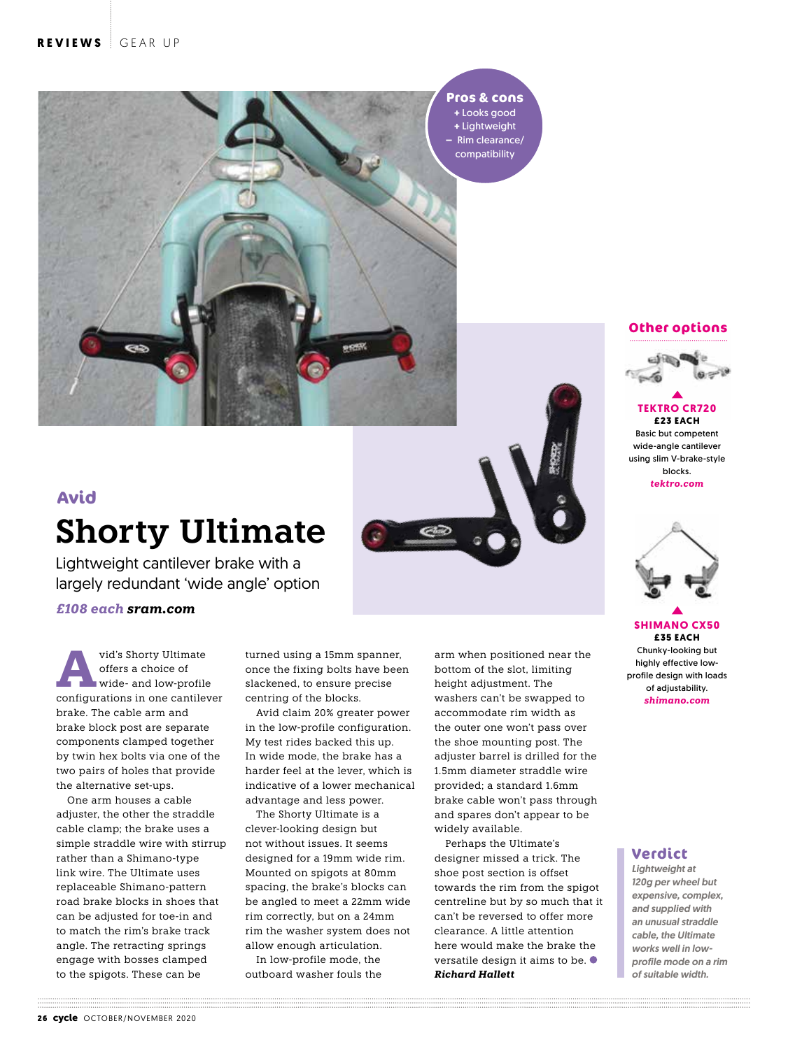## Pros & cons

+ Looks good
+ Lightweight
− Rim clearance/ compatibility

### Avid

# Shorty Ultimate

Lightweight cantilever brake with a largely redundant 'wide angle' option

***£108 each sram.com***

Avid's Shorty Ultimate offers a choice of wide- and low-profile configurations in one cantilever brake. The cable arm and brake block post are separate components clamped together by twin hex bolts via one of the two pairs of holes that provide the alternative set-ups.

One arm houses a cable adjuster, the other the straddle cable clamp; the brake uses a simple straddle wire with stirrup rather than a Shimano-type link wire. The Ultimate uses replaceable Shimano-pattern road brake blocks in shoes that can be adjusted for toe-in and to match the rim's brake track angle. The retracting springs engage with bosses clamped to the spigots. These can be turned using a 15mm spanner, once the fixing bolts have been slackened, to ensure precise centring of the blocks.

Avid claim 20% greater power in the low-profile configuration. My test rides backed this up. In wide mode, the brake has a harder feel at the lever, which is indicative of a lower mechanical advantage and less power.

The Shorty Ultimate is a clever-looking design but not without issues. It seems designed for a 19mm wide rim. Mounted on spigots at 80mm spacing, the brake's blocks can be angled to meet a 22mm wide rim correctly, but on a 24mm rim the washer system does not allow enough articulation.

In low-profile mode, the outboard washer fouls the arm when positioned near the bottom of the slot, limiting height adjustment. The washers can't be swapped to accommodate rim width as the outer one won't pass over the shoe mounting post. The adjuster barrel is drilled for the 1.5mm diameter straddle wire provided; a standard 1.6mm brake cable won't pass through and spares don't appear to be widely available.

Perhaps the Ultimate's designer missed a trick. The shoe post section is offset towards the rim from the spigot centreline but by so much that it can't be reversed to offer more clearance. A little attention here would make the brake the versatile design it aims to be. ●
***Richard Hallett***

## Other options

**TEKTRO CR720**
**£23 EACH**
Basic but competent wide-angle cantilever using slim V-brake-style blocks.
***tektro.com***

**SHIMANO CX50**
**£35 EACH**
Chunky-looking but highly effective low-profile design with loads of adjustability.
***shimano.com***

## Verdict

*Lightweight at 120g per wheel but expensive, complex, and supplied with an unusual straddle cable, the Ultimate works well in low-profile mode on a rim of suitable width.*